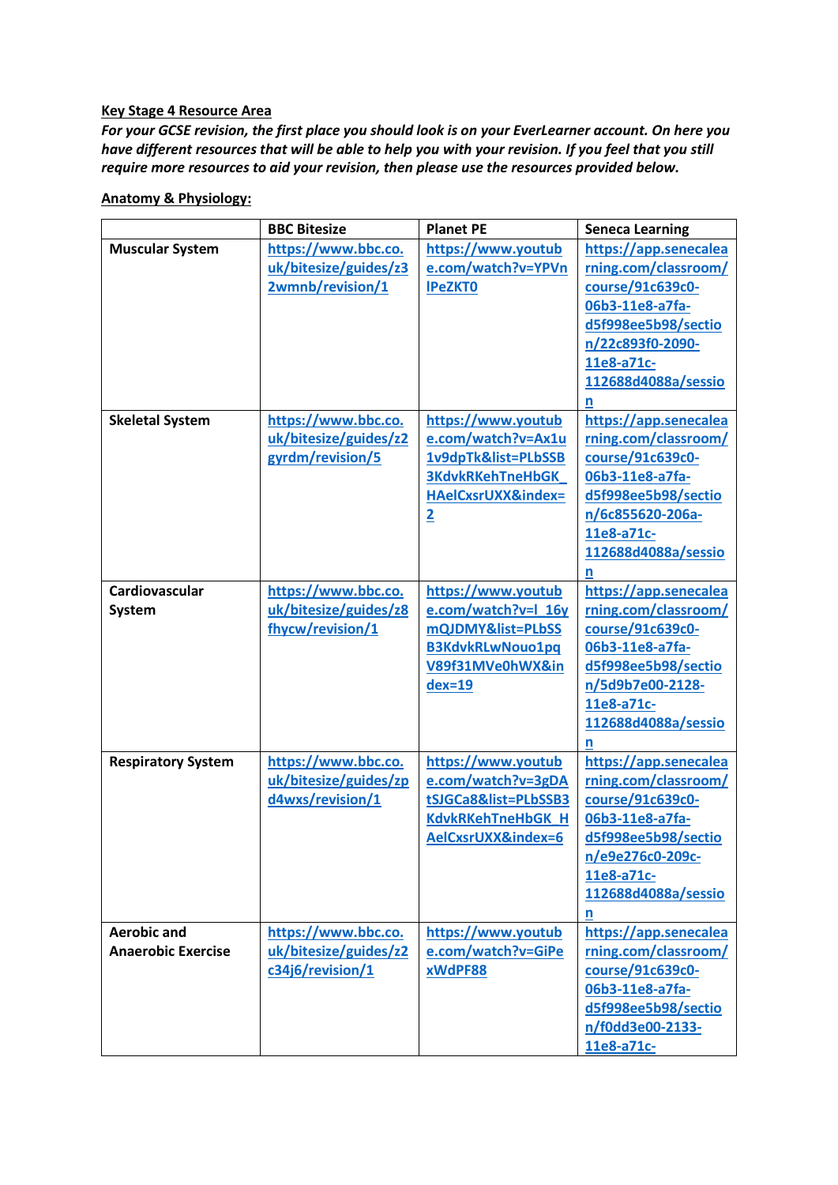**Key Stage 4 Resource Area**

***For your GCSE revision, the first place you should look is on your EverLearner account. On here you have different resources that will be able to help you with your revision. If you feel that you still require more resources to aid your revision, then please use the resources provided below.***

**Anatomy & Physiology:**

| | BBC Bitesize | Planet PE | Seneca Learning |
|---|---|---|---|
| **Muscular System** | https://www.bbc.co.uk/bitesize/guides/z32wmnb/revision/1 | https://www.youtube.com/watch?v=YPVnlPeZKT0 | https://app.senecalearning.com/classroom/course/91c639c0-06b3-11e8-a7fa-d5f998ee5b98/section/22c893f0-2090-11e8-a71c-112688d4088a/session |
| **Skeletal System** | https://www.bbc.co.uk/bitesize/guides/z2gyrdm/revision/5 | https://www.youtube.com/watch?v=Ax1u1v9dpTk&list=PLbSSB3KdvkRKehTneHbGK_HAelCxsrUXX&index=2 | https://app.senecalearning.com/classroom/course/91c639c0-06b3-11e8-a7fa-d5f998ee5b98/section/6c855620-206a-11e8-a71c-112688d4088a/session |
| **Cardiovascular System** | https://www.bbc.co.uk/bitesize/guides/z8fhycw/revision/1 | https://www.youtube.com/watch?v=l_16ymQJDMY&list=PLbSSB3KdvkRLwNouo1pqV89f31MVe0hWX&index=19 | https://app.senecalearning.com/classroom/course/91c639c0-06b3-11e8-a7fa-d5f998ee5b98/section/5d9b7e00-2128-11e8-a71c-112688d4088a/session |
| **Respiratory System** | https://www.bbc.co.uk/bitesize/guides/zpd4wxs/revision/1 | https://www.youtube.com/watch?v=3gDAtSJGCa8&list=PLbSSB3KdvkRKehTneHbGK_HAelCxsrUXX&index=6 | https://app.senecalearning.com/classroom/course/91c639c0-06b3-11e8-a7fa-d5f998ee5b98/section/e9e276c0-209c-11e8-a71c-112688d4088a/session |
| **Aerobic and Anaerobic Exercise** | https://www.bbc.co.uk/bitesize/guides/z2c34j6/revision/1 | https://www.youtube.com/watch?v=GiPexWdPF88 | https://app.senecalearning.com/classroom/course/91c639c0-06b3-11e8-a7fa-d5f998ee5b98/section/f0dd3e00-2133-11e8-a71c- |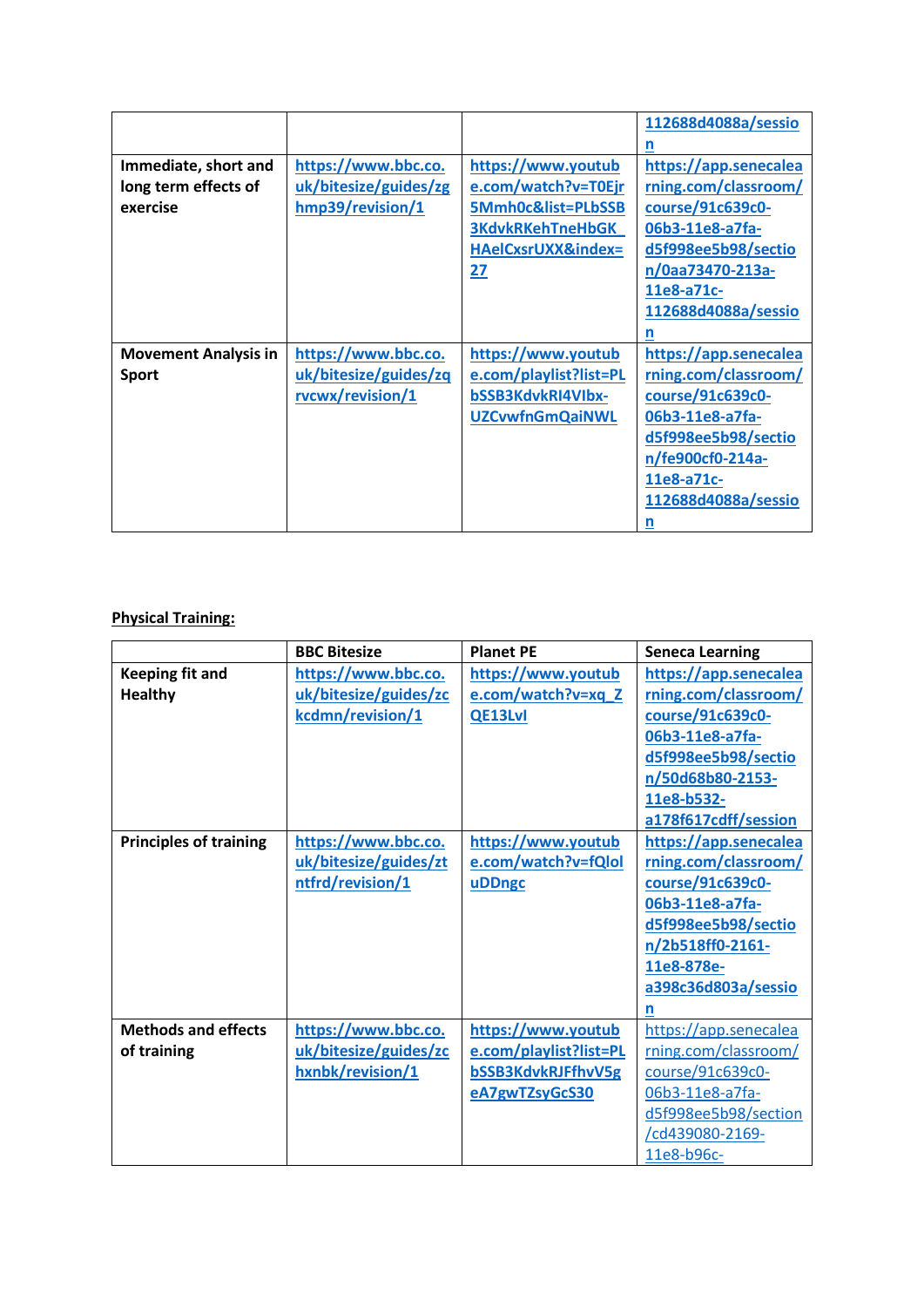| | | | |
|---|---|---|---|
| | | | 112688d4088a/session |
| **Immediate, short and long term effects of exercise** | https://www.bbc.co.uk/bitesize/guides/zghmp39/revision/1 | https://www.youtube.com/watch?v=T0Ejr5Mmh0c&list=PLbSSB3KdvkRKehTneHbGK_HAelCxsrUXX&index=27 | https://app.senecalearning.com/classroom/course/91c639c0-06b3-11e8-a7fa-d5f998ee5b98/section/0aa73470-213a-11e8-a71c-112688d4088a/session |
| **Movement Analysis in Sport** | https://www.bbc.co.uk/bitesize/guides/zqrvcwx/revision/1 | https://www.youtube.com/playlist?list=PLbSSB3KdvkRI4VIbx-UZCvwfnGmQaiNWL | https://app.senecalearning.com/classroom/course/91c639c0-06b3-11e8-a7fa-d5f998ee5b98/section/fe900cf0-214a-11e8-a71c-112688d4088a/session |

**Physical Training:**

| | BBC Bitesize | Planet PE | Seneca Learning |
|---|---|---|---|
| **Keeping fit and Healthy** | https://www.bbc.co.uk/bitesize/guides/zckcdmn/revision/1 | https://www.youtube.com/watch?v=xq_ZQE13LvI | https://app.senecalearning.com/classroom/course/91c639c0-06b3-11e8-a7fa-d5f998ee5b98/section/50d68b80-2153-11e8-b532-a178f617cdff/session |
| **Principles of training** | https://www.bbc.co.uk/bitesize/guides/ztntfrd/revision/1 | https://www.youtube.com/watch?v=fQlolUDDngc | https://app.senecalearning.com/classroom/course/91c639c0-06b3-11e8-a7fa-d5f998ee5b98/section/2b518ff0-2161-11e8-878e-a398c36d803a/session |
| **Methods and effects of training** | https://www.bbc.co.uk/bitesize/guides/zchxnbk/revision/1 | https://www.youtube.com/playlist?list=PLbSSB3KdvkRJFfhvV5geA7gwTZsyGcS30 | https://app.senecalearning.com/classroom/course/91c639c0-06b3-11e8-a7fa-d5f998ee5b98/section/cd439080-2169-11e8-b96c- |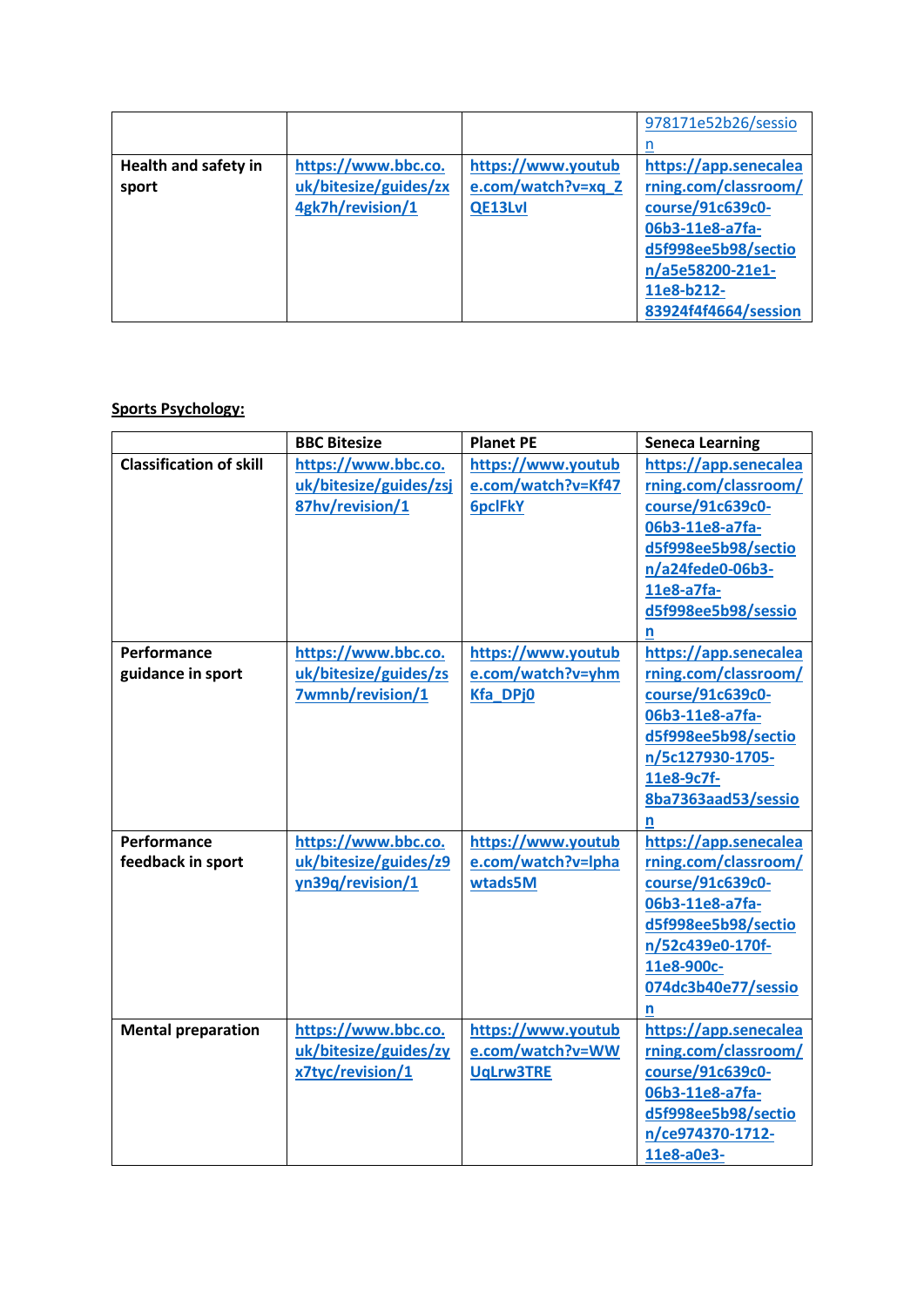|  |  |  | 978171e52b26/session |
|---|---|---|---|
| **Health and safety in sport** | https://www.bbc.co.uk/bitesize/guides/zx4gk7h/revision/1 | https://www.youtube.com/watch?v=xq_ZQE13LvI | https://app.senecalearning.com/classroom/course/91c639c0-06b3-11e8-a7fa-d5f998ee5b98/section/a5e58200-21e1-11e8-b212-83924f4f4664/session |

**Sports Psychology:**

|  | **BBC Bitesize** | **Planet PE** | **Seneca Learning** |
|---|---|---|---|
| **Classification of skill** | https://www.bbc.co.uk/bitesize/guides/zsj87hv/revision/1 | https://www.youtube.com/watch?v=Kf476pclFkY | https://app.senecalearning.com/classroom/course/91c639c0-06b3-11e8-a7fa-d5f998ee5b98/section/a24fede0-06b3-11e8-a7fa-d5f998ee5b98/session |
| **Performance guidance in sport** | https://www.bbc.co.uk/bitesize/guides/zs7wmnb/revision/1 | https://www.youtube.com/watch?v=yhmKfa_DPj0 | https://app.senecalearning.com/classroom/course/91c639c0-06b3-11e8-a7fa-d5f998ee5b98/section/5c127930-1705-11e8-9c7f-8ba7363aad53/session |
| **Performance feedback in sport** | https://www.bbc.co.uk/bitesize/guides/z9yn39q/revision/1 | https://www.youtube.com/watch?v=lphawtads5M | https://app.senecalearning.com/classroom/course/91c639c0-06b3-11e8-a7fa-d5f998ee5b98/section/52c439e0-170f-11e8-900c-074dc3b40e77/session |
| **Mental preparation** | https://www.bbc.co.uk/bitesize/guides/zyx7tyc/revision/1 | https://www.youtube.com/watch?v=WWUqLrw3TRE | https://app.senecalearning.com/classroom/course/91c639c0-06b3-11e8-a7fa-d5f998ee5b98/section/ce974370-1712-11e8-a0e3- |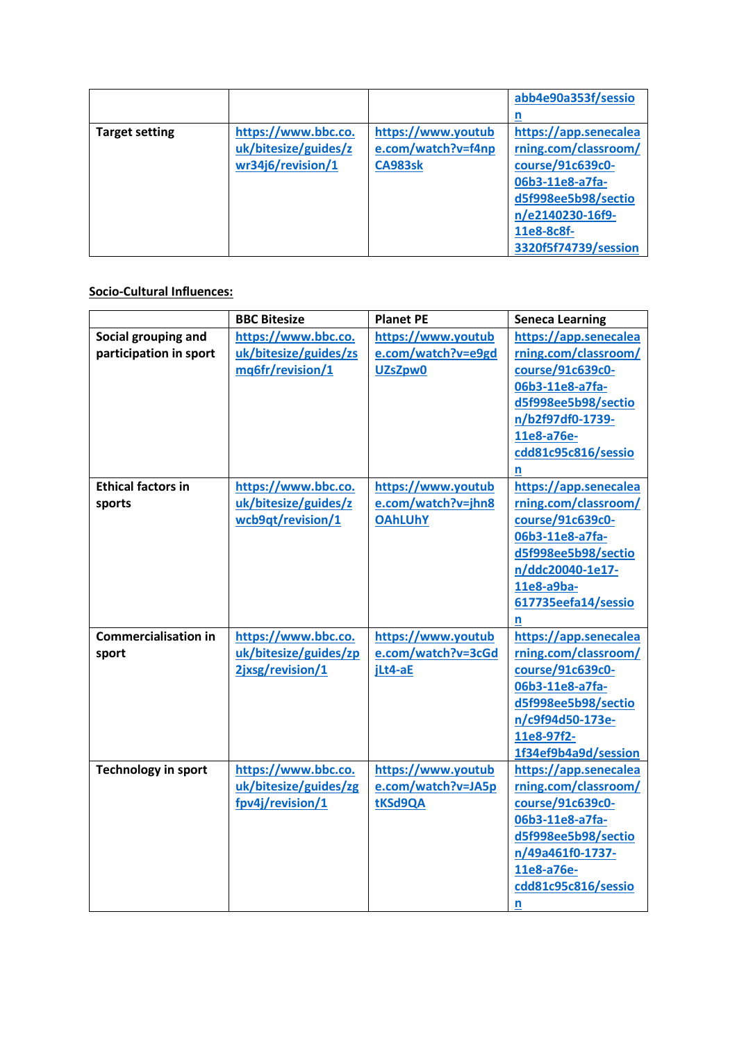| | | | |
|---|---|---|---|
| | | | abb4e90a353f/session |
| **Target setting** | https://www.bbc.co.uk/bitesize/guides/zwr34j6/revision/1 | https://www.youtube.com/watch?v=f4npCA983sk | https://app.senecalearning.com/classroom/course/91c639c0-06b3-11e8-a7fa-d5f998ee5b98/section/e2140230-16f9-11e8-8c8f-3320f5f74739/session |

**Socio-Cultural Influences:**

| | BBC Bitesize | Planet PE | Seneca Learning |
|---|---|---|---|
| **Social grouping and participation in sport** | https://www.bbc.co.uk/bitesize/guides/zsmq6fr/revision/1 | https://www.youtube.com/watch?v=e9gdUZsZpw0 | https://app.senecalearning.com/classroom/course/91c639c0-06b3-11e8-a7fa-d5f998ee5b98/section/b2f97df0-1739-11e8-a76e-cdd81c95c816/session |
| **Ethical factors in sports** | https://www.bbc.co.uk/bitesize/guides/zwcb9qt/revision/1 | https://www.youtube.com/watch?v=jhn8OAhLUhY | https://app.senecalearning.com/classroom/course/91c639c0-06b3-11e8-a7fa-d5f998ee5b98/section/ddc20040-1e17-11e8-a9ba-617735eefa14/session |
| **Commercialisation in sport** | https://www.bbc.co.uk/bitesize/guides/zp2jxsg/revision/1 | https://www.youtube.com/watch?v=3cGdjLt4-aE | https://app.senecalearning.com/classroom/course/91c639c0-06b3-11e8-a7fa-d5f998ee5b98/section/c9f94d50-173e-11e8-97f2-1f34ef9b4a9d/session |
| **Technology in sport** | https://www.bbc.co.uk/bitesize/guides/zgfpv4j/revision/1 | https://www.youtube.com/watch?v=JA5ptKSd9QA | https://app.senecalearning.com/classroom/course/91c639c0-06b3-11e8-a7fa-d5f998ee5b98/section/49a461f0-1737-11e8-a76e-cdd81c95c816/session |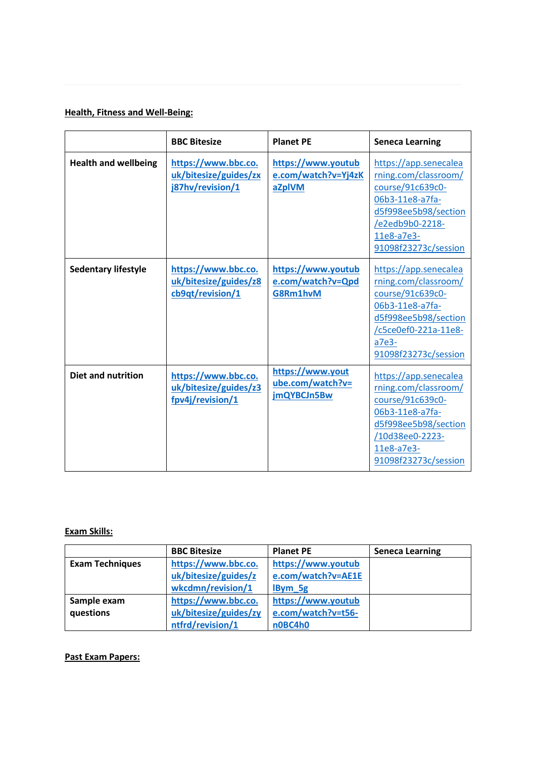**Health, Fitness and Well-Being:**

| | BBC Bitesize | Planet PE | Seneca Learning |
|---|---|---|---|
| Health and wellbeing | https://www.bbc.co.uk/bitesize/guides/zxj87hv/revision/1 | https://www.youtube.com/watch?v=Yj4zKaZplVM | https://app.senecalearning.com/classroom/course/91c639c0-06b3-11e8-a7fa-d5f998ee5b98/section/e2edb9b0-2218-11e8-a7e3-91098f23273c/session |
| Sedentary lifestyle | https://www.bbc.co.uk/bitesize/guides/z8cb9qt/revision/1 | https://www.youtube.com/watch?v=QpdG8Rm1hvM | https://app.senecalearning.com/classroom/course/91c639c0-06b3-11e8-a7fa-d5f998ee5b98/section/c5ce0ef0-221a-11e8-a7e3-91098f23273c/session |
| Diet and nutrition | https://www.bbc.co.uk/bitesize/guides/z3fpv4j/revision/1 | https://www.youtube.com/watch?v=jmQYBCJn5Bw | https://app.senecalearning.com/classroom/course/91c639c0-06b3-11e8-a7fa-d5f998ee5b98/section/10d38ee0-2223-11e8-a7e3-91098f23273c/session |

**Exam Skills:**

| | BBC Bitesize | Planet PE | Seneca Learning |
|---|---|---|---|
| Exam Techniques | https://www.bbc.co.uk/bitesize/guides/zwkcdmn/revision/1 | https://www.youtube.com/watch?v=AE1ElBym_5g | |
| Sample exam questions | https://www.bbc.co.uk/bitesize/guides/zyntfrd/revision/1 | https://www.youtube.com/watch?v=t56-n0BC4h0 | |

**Past Exam Papers:**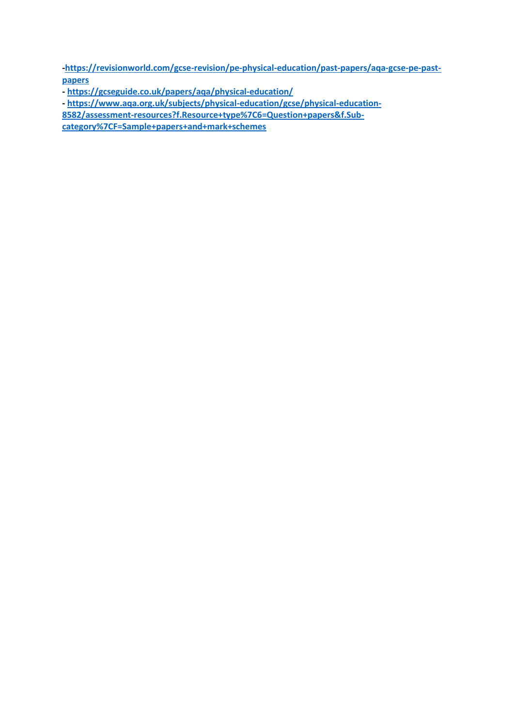-https://revisionworld.com/gcse-revision/pe-physical-education/past-papers/aqa-gcse-pe-past-papers

- https://gcseguide.co.uk/papers/aqa/physical-education/

- https://www.aqa.org.uk/subjects/physical-education/gcse/physical-education-8582/assessment-resources?f.Resource+type%7C6=Question+papers&f.Sub-category%7CF=Sample+papers+and+mark+schemes